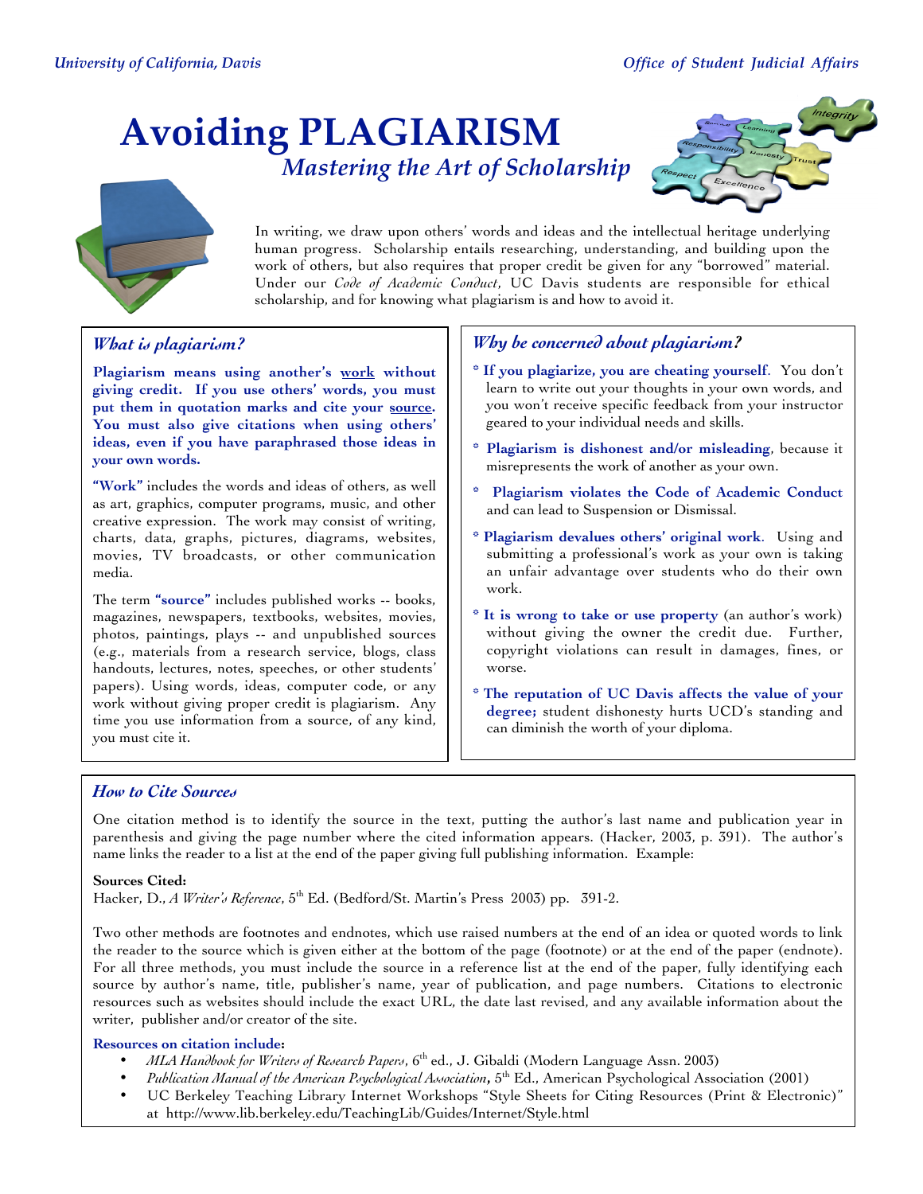University of California, Davis — Office of Student Judicial Affairs

# Avoiding PLAGIARISM

*Mastering the Art of Scholarship*

In writing, we draw upon others' words and ideas and the intellectual heritage underlying human progress. Scholarship entails researching, understanding, and building upon the work of others, but also requires that proper credit be given for any "borrowed" material. Under our *Code of Academic Conduct*, UC Davis students are responsible for ethical scholarship, and for knowing what plagiarism is and how to avoid it.

## *What is plagiarism?*

**Plagiarism means using another's work without giving credit. If you use others' words, you must put them in quotation marks and cite your source. You must also give citations when using others' ideas, even if you have paraphrased those ideas in your own words.**

**"Work"** includes the words and ideas of others, as well as art, graphics, computer programs, music, and other creative expression. The work may consist of writing, charts, data, graphs, pictures, diagrams, websites, movies, TV broadcasts, or other communication media.

The term **"source"** includes published works -- books, magazines, newspapers, textbooks, websites, movies, photos, paintings, plays -- and unpublished sources (e.g., materials from a research service, blogs, class handouts, lectures, notes, speeches, or other students' papers). Using words, ideas, computer code, or any work without giving proper credit is plagiarism. Any time you use information from a source, of any kind, you must cite it.

## *Why be concerned about plagiarism?*

* **If you plagiarize, you are cheating yourself**. You don't learn to write out your thoughts in your own words, and you won't receive specific feedback from your instructor geared to your individual needs and skills.
* **Plagiarism is dishonest and/or misleading**, because it misrepresents the work of another as your own.
* **Plagiarism violates the Code of Academic Conduct** and can lead to Suspension or Dismissal.
* **Plagiarism devalues others' original work**. Using and submitting a professional's work as your own is taking an unfair advantage over students who do their own work.
* **It is wrong to take or use property** (an author's work) without giving the owner the credit due. Further, copyright violations can result in damages, fines, or worse.
* **The reputation of UC Davis affects the value of your degree;** student dishonesty hurts UCD's standing and can diminish the worth of your diploma.

## *How to Cite Sources*

One citation method is to identify the source in the text, putting the author's last name and publication year in parenthesis and giving the page number where the cited information appears. (Hacker, 2003, p. 391). The author's name links the reader to a list at the end of the paper giving full publishing information. Example:

**Sources Cited:**
Hacker, D., *A Writer's Reference*, 5th Ed. (Bedford/St. Martin's Press 2003) pp. 391-2.

Two other methods are footnotes and endnotes, which use raised numbers at the end of an idea or quoted words to link the reader to the source which is given either at the bottom of the page (footnote) or at the end of the paper (endnote). For all three methods, you must include the source in a reference list at the end of the paper, fully identifying each source by author's name, title, publisher's name, year of publication, and page numbers. Citations to electronic resources such as websites should include the exact URL, the date last revised, and any available information about the writer, publisher and/or creator of the site.

**Resources on citation include:**

- *MLA Handbook for Writers of Research Papers*, 6th ed., J. Gibaldi (Modern Language Assn. 2003)
- *Publication Manual of the American Psychological Association*, 5th Ed., American Psychological Association (2001)
- UC Berkeley Teaching Library Internet Workshops "Style Sheets for Citing Resources (Print & Electronic)" at http://www.lib.berkeley.edu/TeachingLib/Guides/Internet/Style.html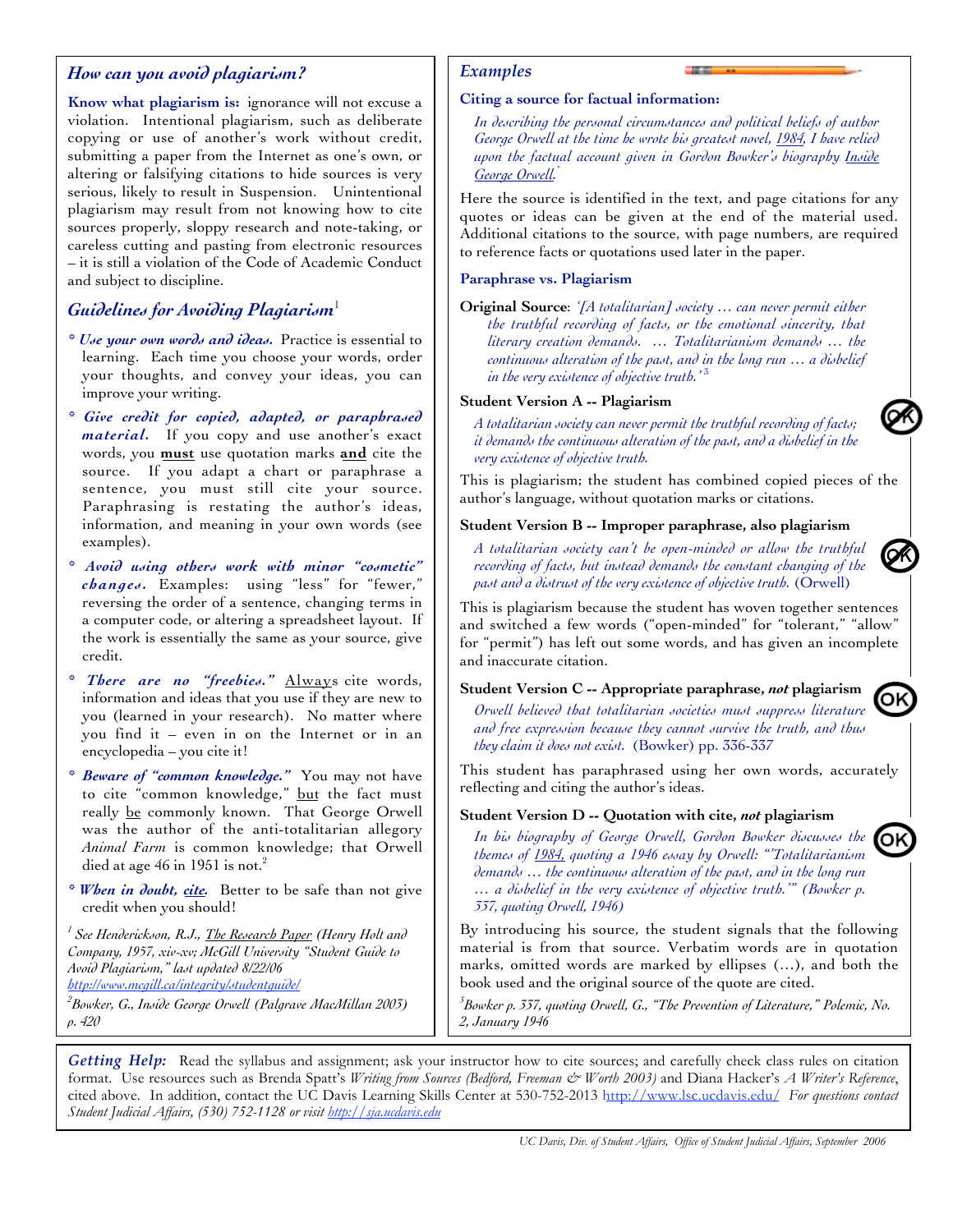## *How can you avoid plagiarism?*

**Know what plagiarism is:** ignorance will not excuse a violation. Intentional plagiarism, such as deliberate copying or use of another's work without credit, submitting a paper from the Internet as one's own, or altering or falsifying citations to hide sources is very serious, likely to result in Suspension. Unintentional plagiarism may result from not knowing how to cite sources properly, sloppy research and note-taking, or careless cutting and pasting from electronic resources – it is still a violation of the Code of Academic Conduct and subject to discipline.

## *Guidelines for Avoiding Plagiarism*[1]

- ***Use your own words and ideas.*** Practice is essential to learning. Each time you choose your words, order your thoughts, and convey your ideas, you can improve your writing.
- ***Give credit for copied, adapted, or paraphrased material.*** If you copy and use another's exact words, you **must** use quotation marks **and** cite the source. If you adapt a chart or paraphrase a sentence, you must still cite your source. Paraphrasing is restating the author's ideas, information, and meaning in your own words (see examples).
- ***Avoid using others work with minor "cosmetic" changes.*** Examples: using "less" for "fewer," reversing the order of a sentence, changing terms in a computer code, or altering a spreadsheet layout. If the work is essentially the same as your source, give credit.
- ***There are no "freebies."*** Always cite words, information and ideas that you use if they are new to you (learned in your research). No matter where you find it – even in on the Internet or in an encyclopedia – you cite it!
- ***Beware of "common knowledge."*** You may not have to cite "common knowledge," but the fact must really be commonly known. That George Orwell was the author of the anti-totalitarian allegory *Animal Farm* is common knowledge; that Orwell died at age 46 in 1951 is not.[2]
- ***When in doubt, cite.*** Better to be safe than not give credit when you should!

[1] *See Henderickson, R.J., The Research Paper (Henry Holt and Company, 1957, xiv-xv; McGill University "Student Guide to Avoid Plagiarism," last updated 8/22/06 http://www.mcgill.ca/integrity/studentguide/*

[2] *Bowker, G., Inside George Orwell (Palgrave MacMillan 2003) p. 420*

## *Examples*

### Citing a source for factual information:

*In describing the personal circumstances and political beliefs of author George Orwell at the time he wrote his greatest novel, 1984, I have relied upon the factual account given in Gordon Bowker's biography Inside George Orwell.*

Here the source is identified in the text, and page citations for any quotes or ideas can be given at the end of the material used. Additional citations to the source, with page numbers, are required to reference facts or quotations used later in the paper.

### Paraphrase vs. Plagiarism

**Original Source**: *'[A totalitarian] society … can never permit either the truthful recording of facts, or the emotional sincerity, that literary creation demands. … Totalitarianism demands … the continuous alteration of the past, and in the long run … a disbelief in the very existence of objective truth.'*[3]

**Student Version A -- Plagiarism**

*A totalitarian society can never permit the truthful recording of facts; it demands the continuous alteration of the past, and a disbelief in the very existence of objective truth.*

This is plagiarism; the student has combined copied pieces of the author's language, without quotation marks or citations.

**Student Version B -- Improper paraphrase, also plagiarism**

*A totalitarian society can't be open-minded or allow the truthful recording of facts, but instead demands the constant changing of the past and a distrust of the very existence of objective truth.* (Orwell)

This is plagiarism because the student has woven together sentences and switched a few words ("open-minded" for "tolerant," "allow" for "permit") has left out some words, and has given an incomplete and inaccurate citation.

**Student Version C -- Appropriate paraphrase, *not* plagiarism**

*Orwell believed that totalitarian societies must suppress literature and free expression because they cannot survive the truth, and thus they claim it does not exist.* (Bowker) pp. 336-337

This student has paraphrased using her own words, accurately reflecting and citing the author's ideas.

**Student Version D -- Quotation with cite, *not* plagiarism**

*In his biography of George Orwell, Gordon Bowker discusses the themes of 1984, quoting a 1946 essay by Orwell: "'Totalitarianism demands … the continuous alteration of the past, and in the long run … a disbelief in the very existence of objective truth.'" (Bowker p. 337, quoting Orwell, 1946)*

By introducing his source, the student signals that the following material is from that source. Verbatim words are in quotation marks, omitted words are marked by ellipses (…), and both the book used and the original source of the quote are cited.

[3] *Bowker p. 337, quoting Orwell, G., "The Prevention of Literature," Polemic, No. 2, January 1946*

***Getting Help:*** Read the syllabus and assignment; ask your instructor how to cite sources; and carefully check class rules on citation format. Use resources such as Brenda Spatt's *Writing from Sources (Bedford, Freeman & Worth 2003)* and Diana Hacker's *A Writer's Reference*, cited above. In addition, contact the UC Davis Learning Skills Center at 530-752-2013 http://www.lsc.ucdavis.edu/ *For questions contact Student Judicial Affairs, (530) 752-1128 or visit http://sja.ucdavis.edu*

*UC Davis, Div. of Student Affairs, Office of Student Judicial Affairs, September 2006*